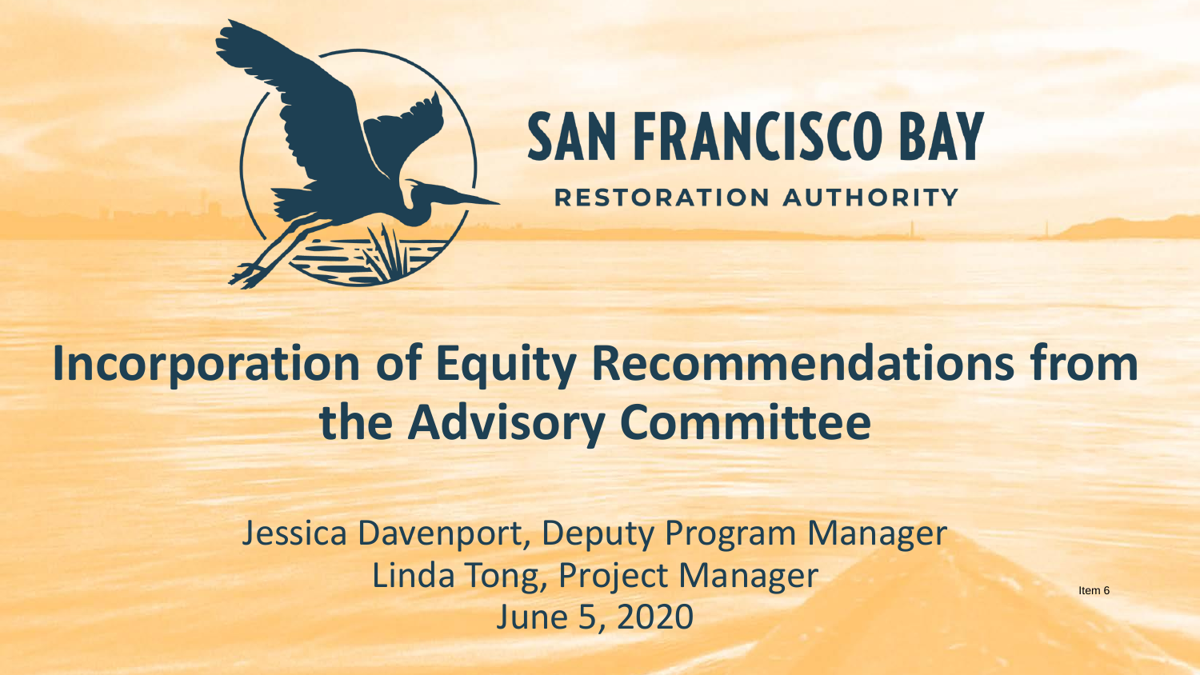SAN FRANCISCO BAY

RESTORATION AUTHORITY

# Incorporation of Equity Recommendations from the Advisory Committee

Jessica Davenport, Deputy Program Manager
Linda Tong, Project Manager
June 5, 2020

Item 6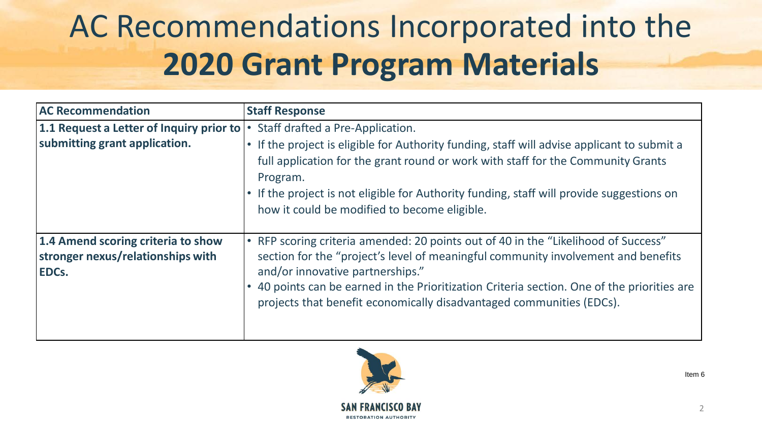# AC Recommendations Incorporated into the **2020 Grant Program Materials**

| AC Recommendation | Staff Response |
|---|---|
| **1.1 Request a Letter of Inquiry prior to submitting grant application.** | • Staff drafted a Pre-Application.<br>• If the project is eligible for Authority funding, staff will advise applicant to submit a full application for the grant round or work with staff for the Community Grants Program.<br>• If the project is not eligible for Authority funding, staff will provide suggestions on how it could be modified to become eligible. |
| **1.4 Amend scoring criteria to show stronger nexus/relationships with EDCs.** | • RFP scoring criteria amended: 20 points out of 40 in the "Likelihood of Success" section for the "project's level of meaningful community involvement and benefits and/or innovative partnerships."<br>• 40 points can be earned in the Prioritization Criteria section. One of the priorities are projects that benefit economically disadvantaged communities (EDCs). |

SAN FRANCISCO BAY RESTORATION AUTHORITY

Item 6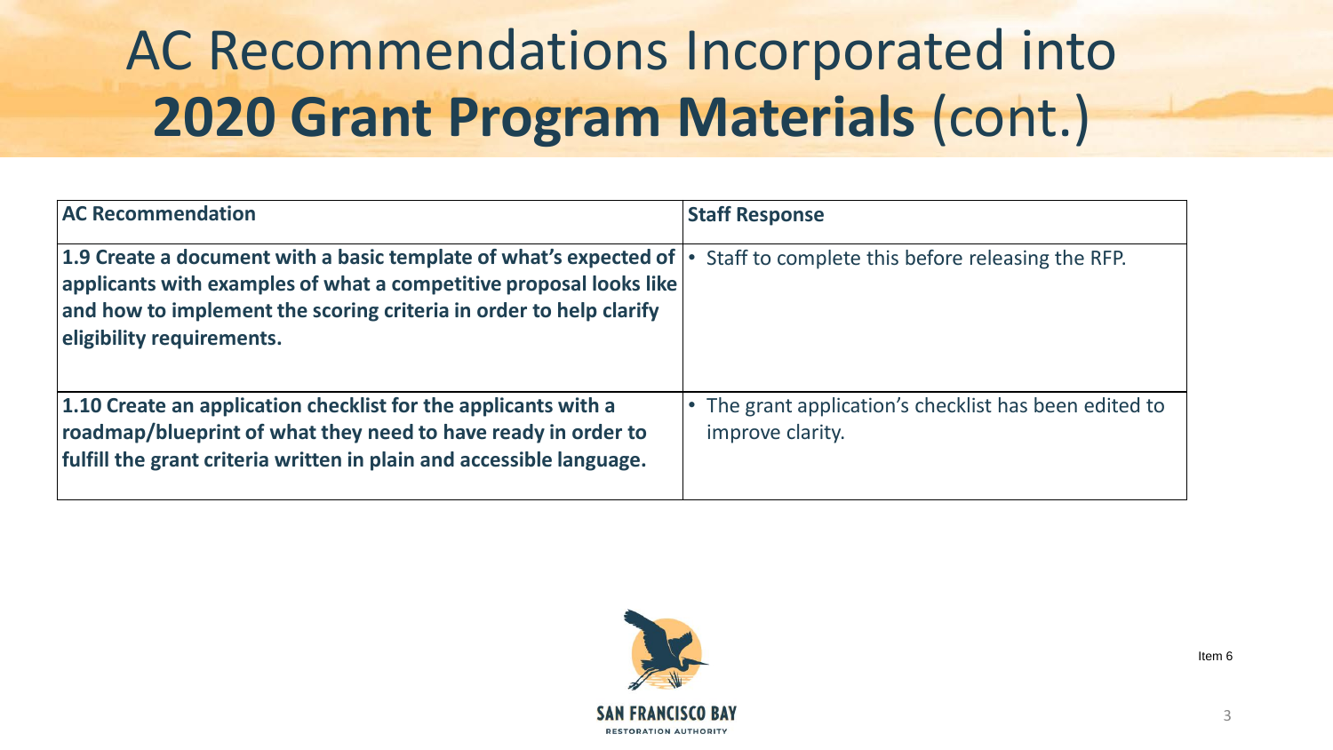# AC Recommendations Incorporated into **2020 Grant Program Materials** (cont.)

| AC Recommendation | Staff Response |
|---|---|
| **1.9 Create a document with a basic template of what's expected of applicants with examples of what a competitive proposal looks like and how to implement the scoring criteria in order to help clarify eligibility requirements.** | • Staff to complete this before releasing the RFP. |
| **1.10 Create an application checklist for the applicants with a roadmap/blueprint of what they need to have ready in order to fulfill the grant criteria written in plain and accessible language.** | • The grant application's checklist has been edited to improve clarity. |

SAN FRANCISCO BAY
RESTORATION AUTHORITY

Item 6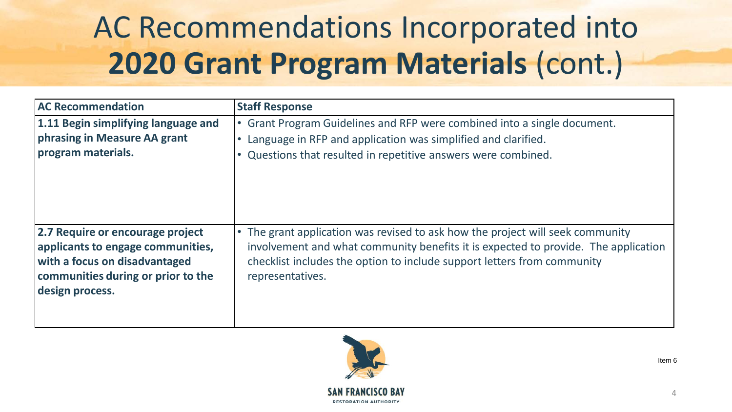# AC Recommendations Incorporated into **2020 Grant Program Materials** (cont.)

| AC Recommendation | Staff Response |
|---|---|
| **1.11 Begin simplifying language and phrasing in Measure AA grant program materials.** | • Grant Program Guidelines and RFP were combined into a single document.<br>• Language in RFP and application was simplified and clarified.<br>• Questions that resulted in repetitive answers were combined. |
| **2.7 Require or encourage project applicants to engage communities, with a focus on disadvantaged communities during or prior to the design process.** | • The grant application was revised to ask how the project will seek community involvement and what community benefits it is expected to provide. The application checklist includes the option to include support letters from community representatives. |

SAN FRANCISCO BAY RESTORATION AUTHORITY

Item 6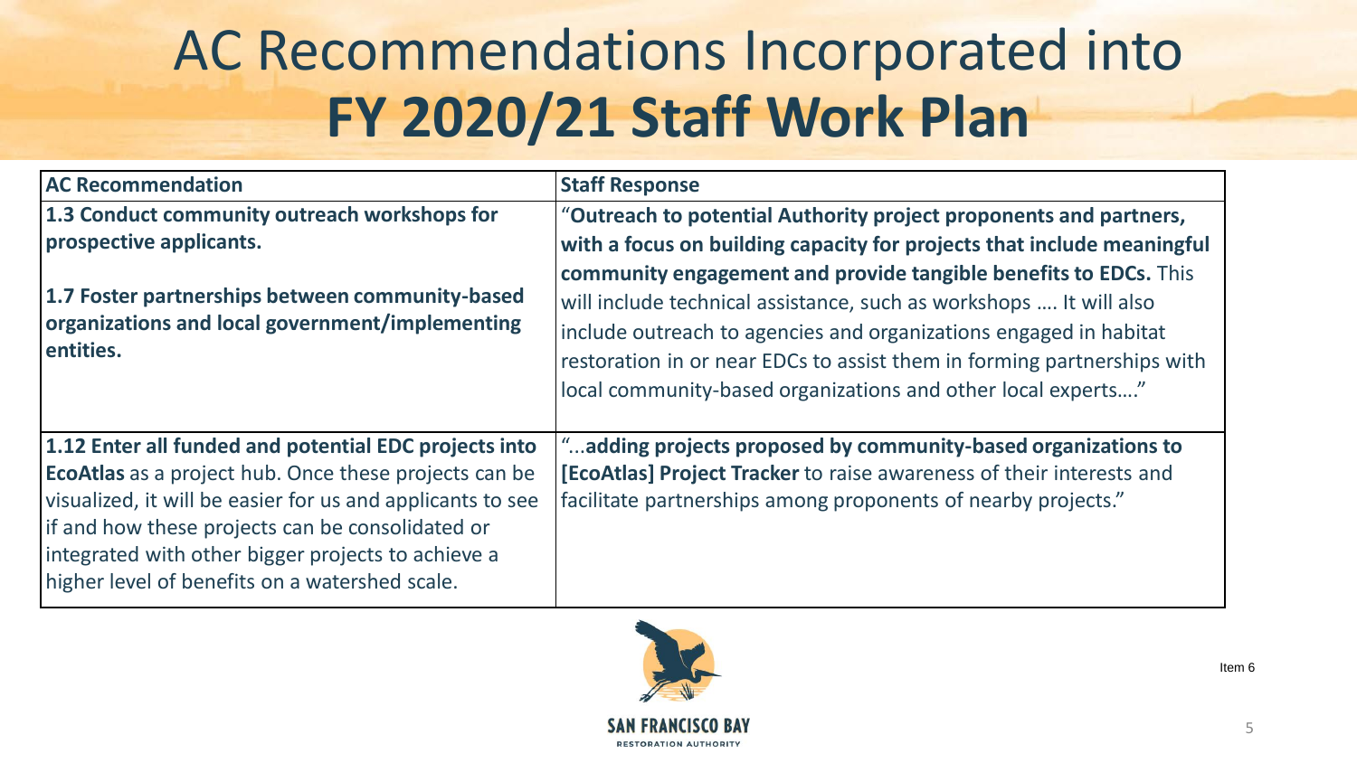# AC Recommendations Incorporated into **FY 2020/21 Staff Work Plan**

| AC Recommendation | Staff Response |
|---|---|
| **1.3 Conduct community outreach workshops for prospective applicants.**<br><br>**1.7 Foster partnerships between community-based organizations and local government/implementing entities.** | "**Outreach to potential Authority project proponents and partners, with a focus on building capacity for projects that include meaningful community engagement and provide tangible benefits to EDCs.** This will include technical assistance, such as workshops …. It will also include outreach to agencies and organizations engaged in habitat restoration in or near EDCs to assist them in forming partnerships with local community-based organizations and other local experts…." |
| **1.12 Enter all funded and potential EDC projects into EcoAtlas** as a project hub. Once these projects can be visualized, it will be easier for us and applicants to see if and how these projects can be consolidated or integrated with other bigger projects to achieve a higher level of benefits on a watershed scale. | "…**adding projects proposed by community-based organizations to [EcoAtlas] Project Tracker** to raise awareness of their interests and facilitate partnerships among proponents of nearby projects." |

SAN FRANCISCO BAY RESTORATION AUTHORITY

Item 6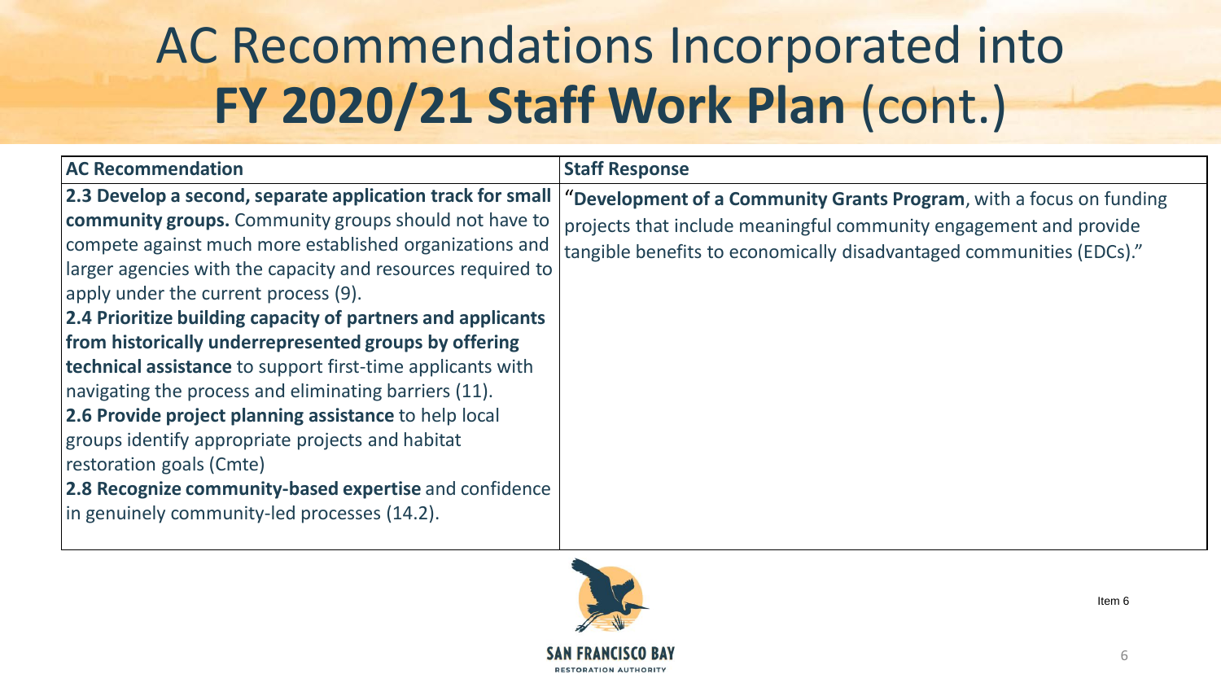# AC Recommendations Incorporated into **FY 2020/21 Staff Work Plan** (cont.)

| AC Recommendation | Staff Response |
| --- | --- |
| **2.3 Develop a second, separate application track for small community groups.** Community groups should not have to compete against much more established organizations and larger agencies with the capacity and resources required to apply under the current process (9).<br>**2.4 Prioritize building capacity of partners and applicants from historically underrepresented groups by offering technical assistance** to support first-time applicants with navigating the process and eliminating barriers (11).<br>**2.6 Provide project planning assistance** to help local groups identify appropriate projects and habitat restoration goals (Cmte)<br>**2.8 Recognize community-based expertise** and confidence in genuinely community-led processes (14.2). | "**Development of a Community Grants Program**, with a focus on funding projects that include meaningful community engagement and provide tangible benefits to economically disadvantaged communities (EDCs)." |

SAN FRANCISCO BAY
RESTORATION AUTHORITY

Item 6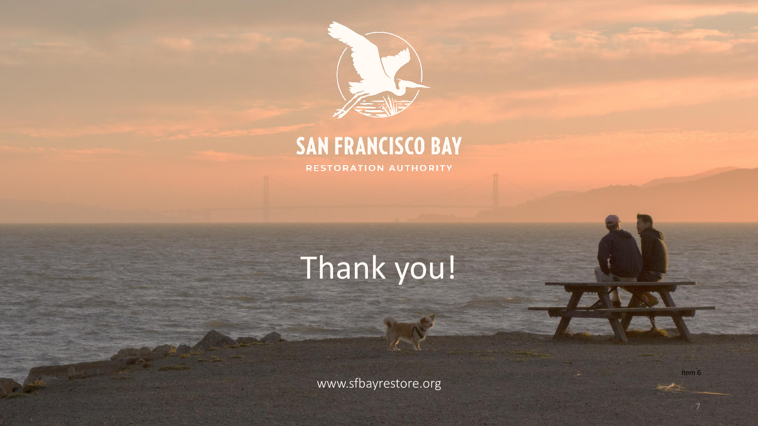SAN FRANCISCO BAY

RESTORATION AUTHORITY

# Thank you!

www.sfbayrestore.org

Item 6